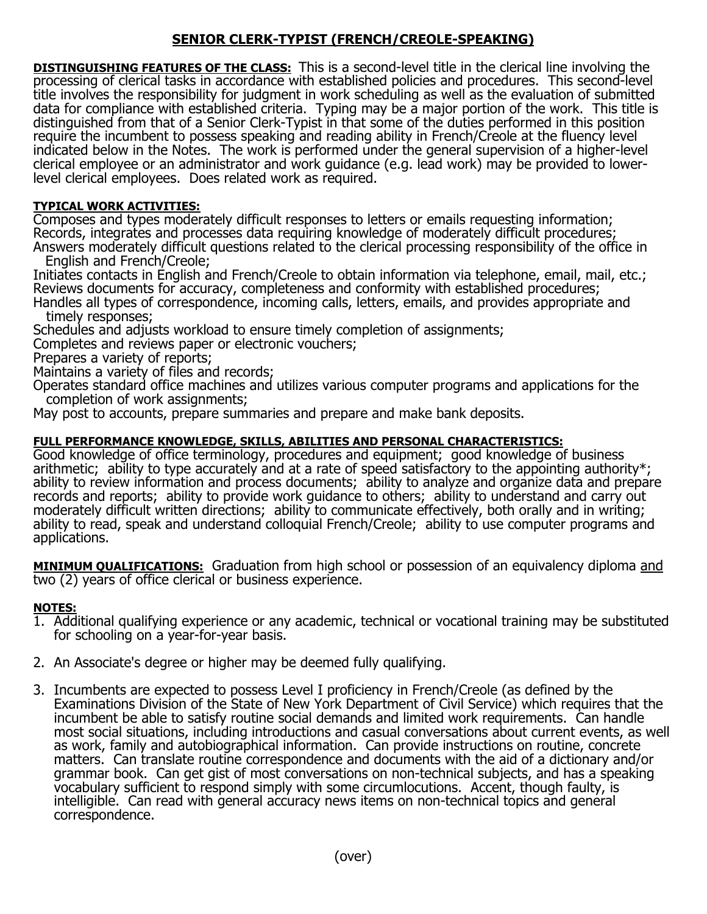# SENIOR CLERK-TYPIST (FRENCH/CREOLE-SPEAKING)

**DISTINGUISHING FEATURES OF THE CLASS:** This is a second-level title in the clerical line involving the processing of clerical tasks in accordance with established policies and procedures. This second-level title involves the responsibility for judgment in work scheduling as well as the evaluation of submitted data for compliance with established criteria. Typing may be a major portion of the work. This title is distinguished from that of a Senior Clerk-Typist in that some of the duties performed in this position require the incumbent to possess speaking and reading ability in French/Creole at the fluency level indicated below in the Notes. The work is performed under the general supervision of a higher-level clerical employee or an administrator and work guidance (e.g. lead work) may be provided to lower-level clerical employees. Does related work as required.

**TYPICAL WORK ACTIVITIES:**

Composes and types moderately difficult responses to letters or emails requesting information;
Records, integrates and processes data requiring knowledge of moderately difficult procedures;
Answers moderately difficult questions related to the clerical processing responsibility of the office in English and French/Creole;
Initiates contacts in English and French/Creole to obtain information via telephone, email, mail, etc.;
Reviews documents for accuracy, completeness and conformity with established procedures;
Handles all types of correspondence, incoming calls, letters, emails, and provides appropriate and timely responses;
Schedules and adjusts workload to ensure timely completion of assignments;
Completes and reviews paper or electronic vouchers;
Prepares a variety of reports;
Maintains a variety of files and records;
Operates standard office machines and utilizes various computer programs and applications for the completion of work assignments;
May post to accounts, prepare summaries and prepare and make bank deposits.

**FULL PERFORMANCE KNOWLEDGE, SKILLS, ABILITIES AND PERSONAL CHARACTERISTICS:**
Good knowledge of office terminology, procedures and equipment; good knowledge of business arithmetic; ability to type accurately and at a rate of speed satisfactory to the appointing authority*; ability to review information and process documents; ability to analyze and organize data and prepare records and reports; ability to provide work guidance to others; ability to understand and carry out moderately difficult written directions; ability to communicate effectively, both orally and in writing; ability to read, speak and understand colloquial French/Creole; ability to use computer programs and applications.

**MINIMUM QUALIFICATIONS:** Graduation from high school or possession of an equivalency diploma and two (2) years of office clerical or business experience.

**NOTES:**

1. Additional qualifying experience or any academic, technical or vocational training may be substituted for schooling on a year-for-year basis.

2. An Associate's degree or higher may be deemed fully qualifying.

3. Incumbents are expected to possess Level I proficiency in French/Creole (as defined by the Examinations Division of the State of New York Department of Civil Service) which requires that the incumbent be able to satisfy routine social demands and limited work requirements. Can handle most social situations, including introductions and casual conversations about current events, as well as work, family and autobiographical information. Can provide instructions on routine, concrete matters. Can translate routine correspondence and documents with the aid of a dictionary and/or grammar book. Can get gist of most conversations on non-technical subjects, and has a speaking vocabulary sufficient to respond simply with some circumlocutions. Accent, though faulty, is intelligible. Can read with general accuracy news items on non-technical topics and general correspondence.

(over)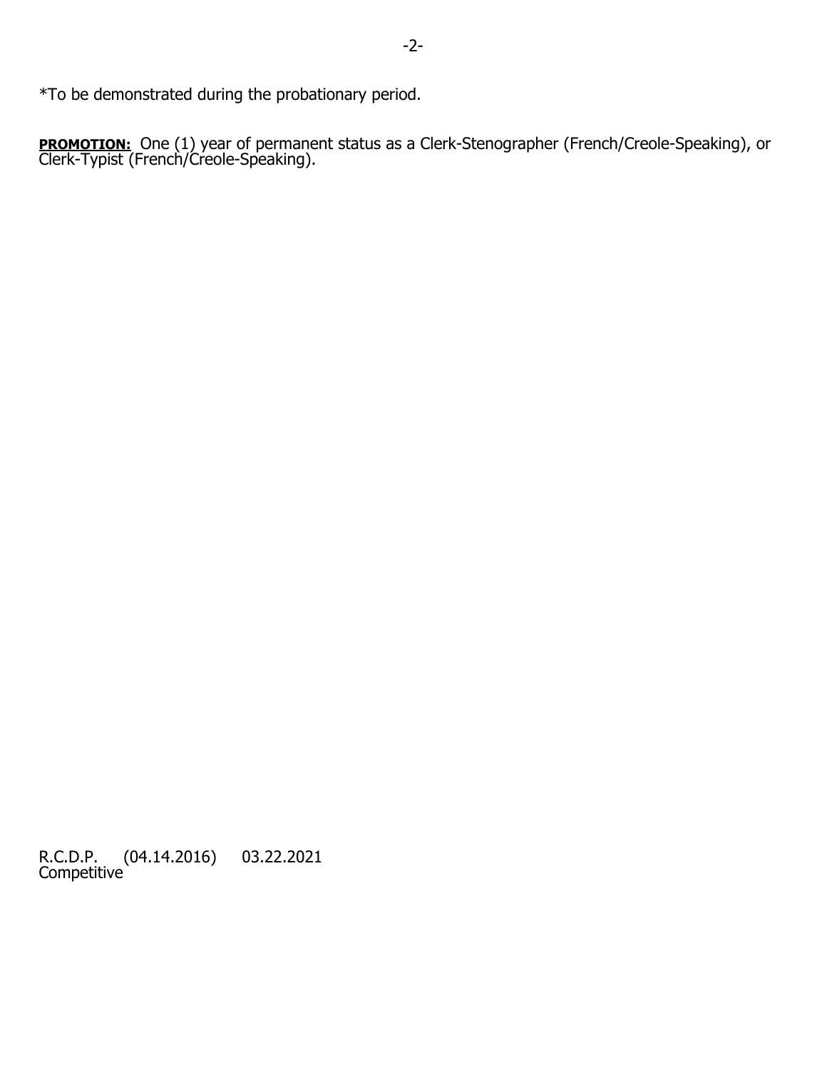*To be demonstrated during the probationary period.

**PROMOTION:** One (1) year of permanent status as a Clerk-Stenographer (French/Creole-Speaking), or Clerk-Typist (French/Creole-Speaking).

R.C.D.P. (04.14.2016) 03.22.2021
Competitive